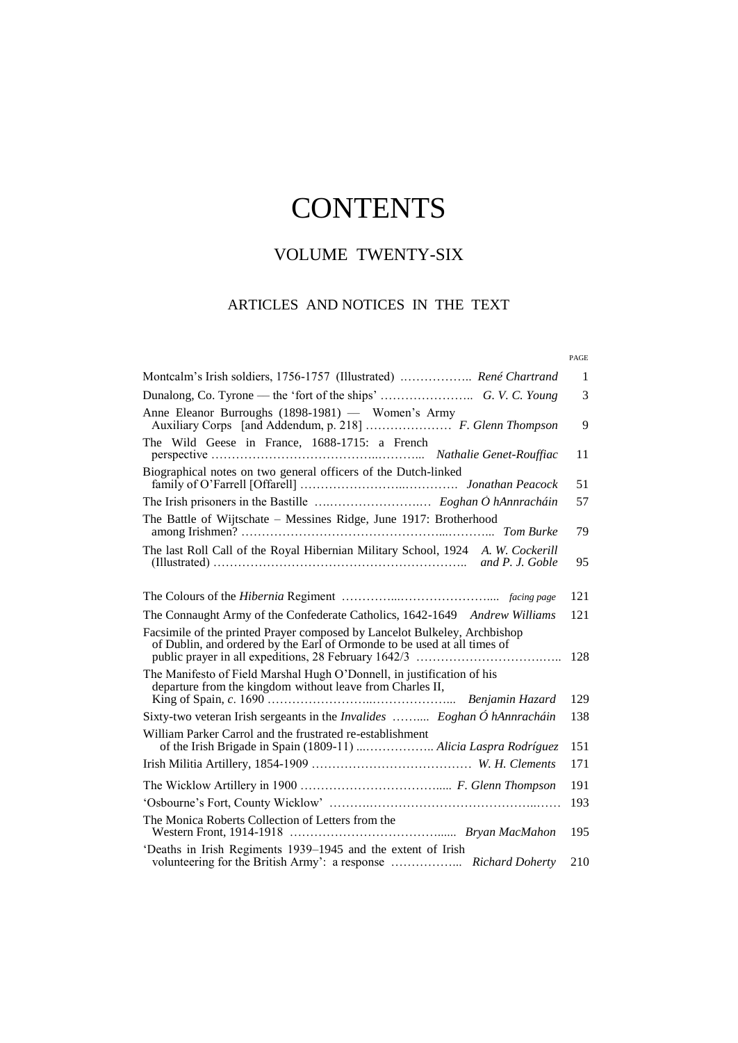# CONTENTS

## VOLUME TWENTY-SIX

### ARTICLES AND NOTICES IN THE TEXT

| | | PAGE |
|---|---|---|
| Montcalm's Irish soldiers, 1756-1757 (Illustrated) | *René Chartrand* | 1 |
| Dunalong, Co. Tyrone — the 'fort of the ships' | *G. V. C. Young* | 3 |
| Anne Eleanor Burroughs (1898-1981) — Women's Army Auxiliary Corps [and Addendum, p. 218] | *F. Glenn Thompson* | 9 |
| The Wild Geese in France, 1688-1715: a French perspective | *Nathalie Genet-Rouffiac* | 11 |
| Biographical notes on two general officers of the Dutch-linked family of O'Farrell [Offarell] | *Jonathan Peacock* | 51 |
| The Irish prisoners in the Bastille | *Eoghan Ó hAnnracháin* | 57 |
| The Battle of Wijtschate – Messines Ridge, June 1917: Brotherhood among Irishmen? | *Tom Burke* | 79 |
| The last Roll Call of the Royal Hibernian Military School, 1924 (Illustrated) | *A. W. Cockerill and P. J. Goble* | 95 |
| The Colours of the *Hibernia* Regiment | *facing page* | 121 |
| The Connaught Army of the Confederate Catholics, 1642-1649 | *Andrew Williams* | 121 |
| Facsimile of the printed Prayer composed by Lancelot Bulkeley, Archbishop of Dublin, and ordered by the Earl of Ormonde to be used at all times of public prayer in all expeditions, 28 February 1642/3 | | 128 |
| The Manifesto of Field Marshal Hugh O'Donnell, in justification of his departure from the kingdom without leave from Charles II, King of Spain, *c*. 1690 | *Benjamin Hazard* | 129 |
| Sixty-two veteran Irish sergeants in the *Invalides* | *Eoghan Ó hAnnracháin* | 138 |
| William Parker Carrol and the frustrated re-establishment of the Irish Brigade in Spain (1809-11) | *Alicia Laspra Rodríguez* | 151 |
| Irish Militia Artillery, 1854-1909 | *W. H. Clements* | 171 |
| The Wicklow Artillery in 1900 | *F. Glenn Thompson* | 191 |
| 'Osbourne's Fort, County Wicklow' | | 193 |
| The Monica Roberts Collection of Letters from the Western Front, 1914-1918 | *Bryan MacMahon* | 195 |
| 'Deaths in Irish Regiments 1939–1945 and the extent of Irish volunteering for the British Army': a response | *Richard Doherty* | 210 |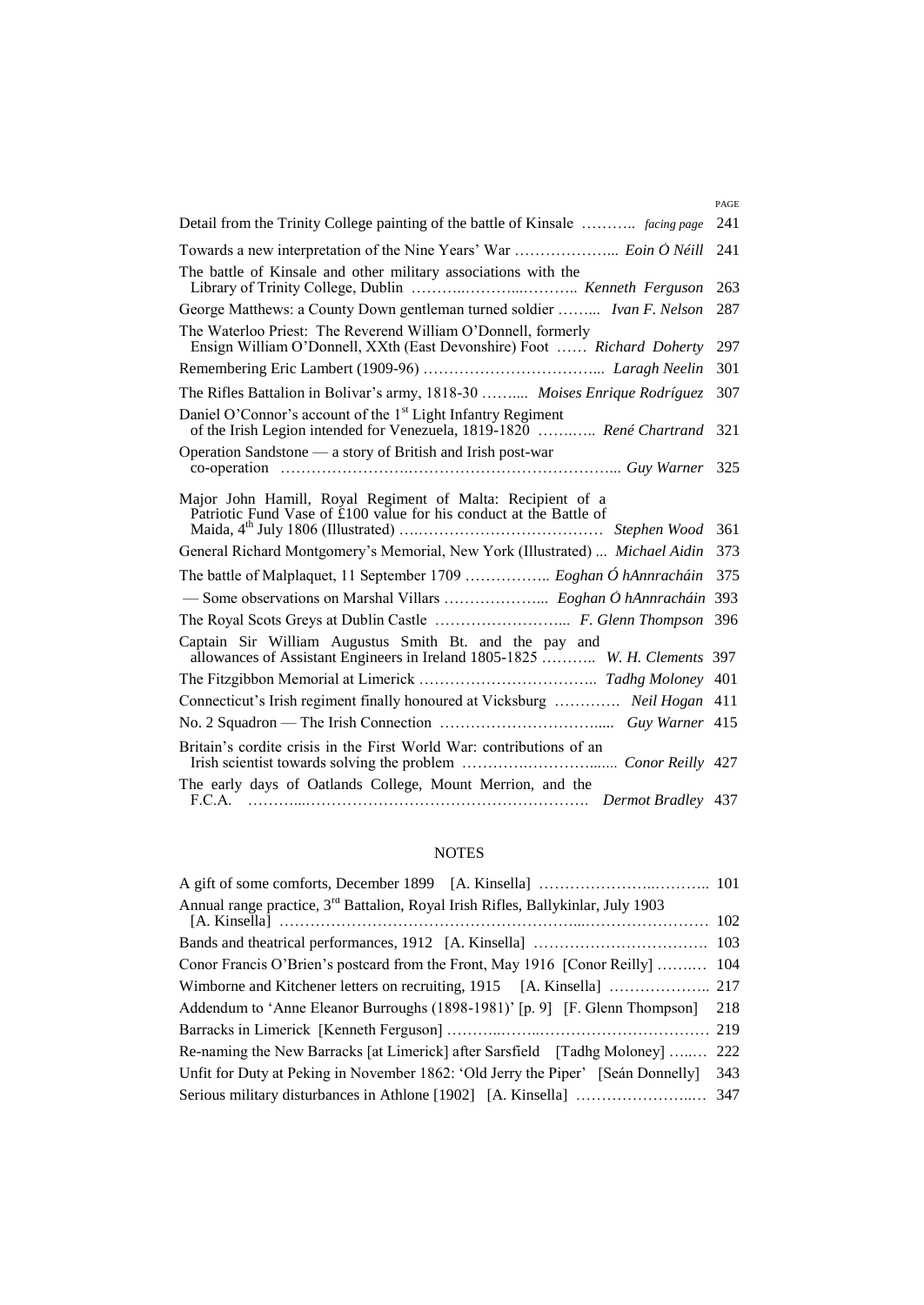| | | PAGE |
|---|---|---|
| Detail from the Trinity College painting of the battle of Kinsale ……….. *facing page* | | 241 |
| Towards a new interpretation of the Nine Years' War ………………... | *Eoin Ó Néill* | 241 |
| The battle of Kinsale and other military associations with the Library of Trinity College, Dublin ………..………...……….. | *Kenneth Ferguson* | 263 |
| George Matthews: a County Down gentleman turned soldier ……... | *Ivan F. Nelson* | 287 |
| The Waterloo Priest: The Reverend William O'Donnell, formerly Ensign William O'Donnell, XXth (East Devonshire) Foot …… | *Richard Doherty* | 297 |
| Remembering Eric Lambert (1909-96) ……………………………... | *Laragh Neelin* | 301 |
| The Rifles Battalion in Bolivar's army, 1818-30 ……..... | *Moises Enrique Rodríguez* | 307 |
| Daniel O'Connor's account of the 1st Light Infantry Regiment of the Irish Legion intended for Venezuela, 1819-1820 …….…... | *René Chartrand* | 321 |
| Operation Sandstone — a story of British and Irish post-war co-operation ……………………..…………………………………... | *Guy Warner* | 325 |
| Major John Hamill, Royal Regiment of Malta: Recipient of a Patriotic Fund Vase of £100 value for his conduct at the Battle of Maida, 4th July 1806 (Illustrated) ….………………………………… | *Stephen Wood* | 361 |
| General Richard Montgomery's Memorial, New York (Illustrated) ... | *Michael Aidin* | 373 |
| The battle of Malplaquet, 11 September 1709 …………….. | *Eoghan Ó hAnnracháin* | 375 |
| — Some observations on Marshal Villars ………………... | *Eoghan Ó hAnnracháin* | 393 |
| The Royal Scots Greys at Dublin Castle ……………………... | *F. Glenn Thompson* | 396 |
| Captain Sir William Augustus Smith Bt. and the pay and allowances of Assistant Engineers in Ireland 1805-1825 ……….. | *W. H. Clements* | 397 |
| The Fitzgibbon Memorial at Limerick …………………………….. | *Tadhg Moloney* | 401 |
| Connecticut's Irish regiment finally honoured at Vicksburg …………. | *Neil Hogan* | 411 |
| No. 2 Squadron — The Irish Connection …………………………..... | *Guy Warner* | 415 |
| Britain's cordite crisis in the First World War: contributions of an Irish scientist towards solving the problem ………….……….…..... | *Conor Reilly* | 427 |
| The early days of Oatlands College, Mount Merrion, and the F.C.A. ………...……………………………………………. | *Dermot Bradley* | 437 |

## NOTES

| | |
|---|---|
| A gift of some comforts, December 1899 [A. Kinsella] ………………….……….. | 101 |
| Annual range practice, 3rd Battalion, Royal Irish Rifles, Ballykinlar, July 1903 [A. Kinsella] ………………………………………………...…………………… | 102 |
| Bands and theatrical performances, 1912 [A. Kinsella] ……………………………. | 103 |
| Conor Francis O'Brien's postcard from the Front, May 1916 [Conor Reilly] ……..… | 104 |
| Wimborne and Kitchener letters on recruiting, 1915 [A. Kinsella] ……………….. | 217 |
| Addendum to 'Anne Eleanor Burroughs (1898-1981)' [p. 9] [F. Glenn Thompson] | 218 |
| Barracks in Limerick [Kenneth Ferguson] ………..……..…………………………… | 219 |
| Re-naming the New Barracks [at Limerick] after Sarsfield [Tadhg Moloney] …..… | 222 |
| Unfit for Duty at Peking in November 1862: 'Old Jerry the Piper' [Seán Donnelly] | 343 |
| Serious military disturbances in Athlone [1902] [A. Kinsella] ……………………..… | 347 |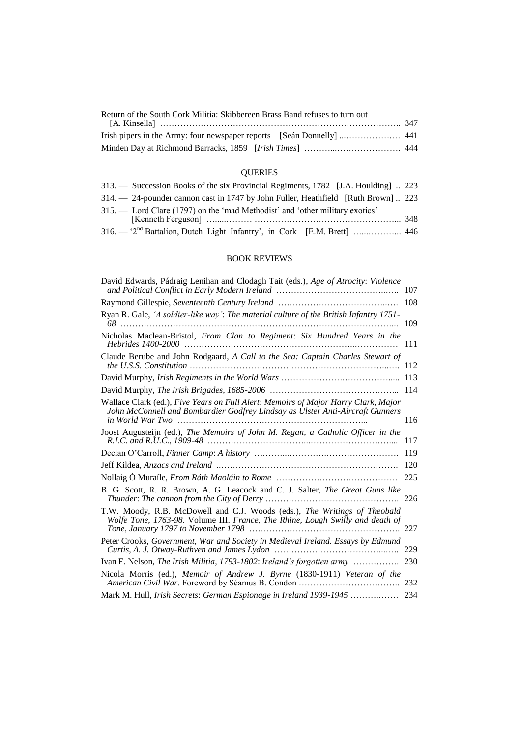Return of the South Cork Militia: Skibbereen Brass Band refuses to turn out [A. Kinsella] ........ 347

Irish pipers in the Army: four newspaper reports [Seán Donnelly] ........ 441

Minden Day at Richmond Barracks, 1859 [*Irish Times*] ........ 444

## QUERIES

313. — Succession Books of the six Provincial Regiments, 1782 [J.A. Houlding] .. 223

314. — 24-pounder cannon cast in 1747 by John Fuller, Heathfield [Ruth Brown] .. 223

315. — Lord Clare (1797) on the 'mad Methodist' and 'other military exotics' [Kenneth Ferguson] ........ 348

316. — '2nd Battalion, Dutch Light Infantry', in Cork [E.M. Brett] ........ 446

## BOOK REVIEWS

David Edwards, Pádraig Lenihan and Clodagh Tait (eds.), *Age of Atrocity*: *Violence and Political Conflict in Early Modern Ireland* ........ 107

Raymond Gillespie, *Seventeenth Century Ireland* ........ 108

Ryan R. Gale, *'A soldier-like way'*: *The material culture of the British Infantry 1751-68* ........ 109

Nicholas Maclean-Bristol, *From Clan to Regiment*: *Six Hundred Years in the Hebrides 1400-2000* ........ 111

Claude Berube and John Rodgaard, *A Call to the Sea: Captain Charles Stewart of the U.S.S. Constitution* ........ 112

David Murphy, *Irish Regiments in the World Wars* ........ 113

David Murphy, *The Irish Brigades, 1685-2006* ........ 114

Wallace Clark (ed.), *Five Years on Full Alert*: *Memoirs of Major Harry Clark, Major John McConnell and Bombardier Godfrey Lindsay as Ulster Anti-Aircraft Gunners in World War Two* ........ 116

Joost Augusteijn (ed.), *The Memoirs of John M. Regan, a Catholic Officer in the R.I.C. and R.U.C., 1909-48* ........ 117

Declan O'Carroll, *Finner Camp*: *A history* ........ 119

Jeff Kildea, *Anzacs and Ireland* ........ 120

Nollaig Ó Muraíle, *From Ráth Maoláin to Rome* ........ 225

B. G. Scott, R. R. Brown, A. G. Leacock and C. J. Salter, *The Great Guns like Thunder*: *The cannon from the City of Derry* ........ 226

T.W. Moody, R.B. McDowell and C.J. Woods (eds.), *The Writings of Theobald Wolfe Tone, 1763-98*. Volume III. *France, The Rhine, Lough Swilly and death of Tone, January 1797 to November 1798* ........ 227

Peter Crooks, *Government, War and Society in Medieval Ireland. Essays by Edmund Curtis, A. J. Otway-Ruthven and James Lydon* ........ 229

Ivan F. Nelson, *The Irish Militia, 1793-1802*: *Ireland's forgotten army* ........ 230

Nicola Morris (ed.), *Memoir of Andrew J. Byrne* (1830-1911) *Veteran of the American Civil War*. Foreword by Séamus B. Condon ........ 232

Mark M. Hull, *Irish Secrets*: *German Espionage in Ireland 1939-1945* ........ 234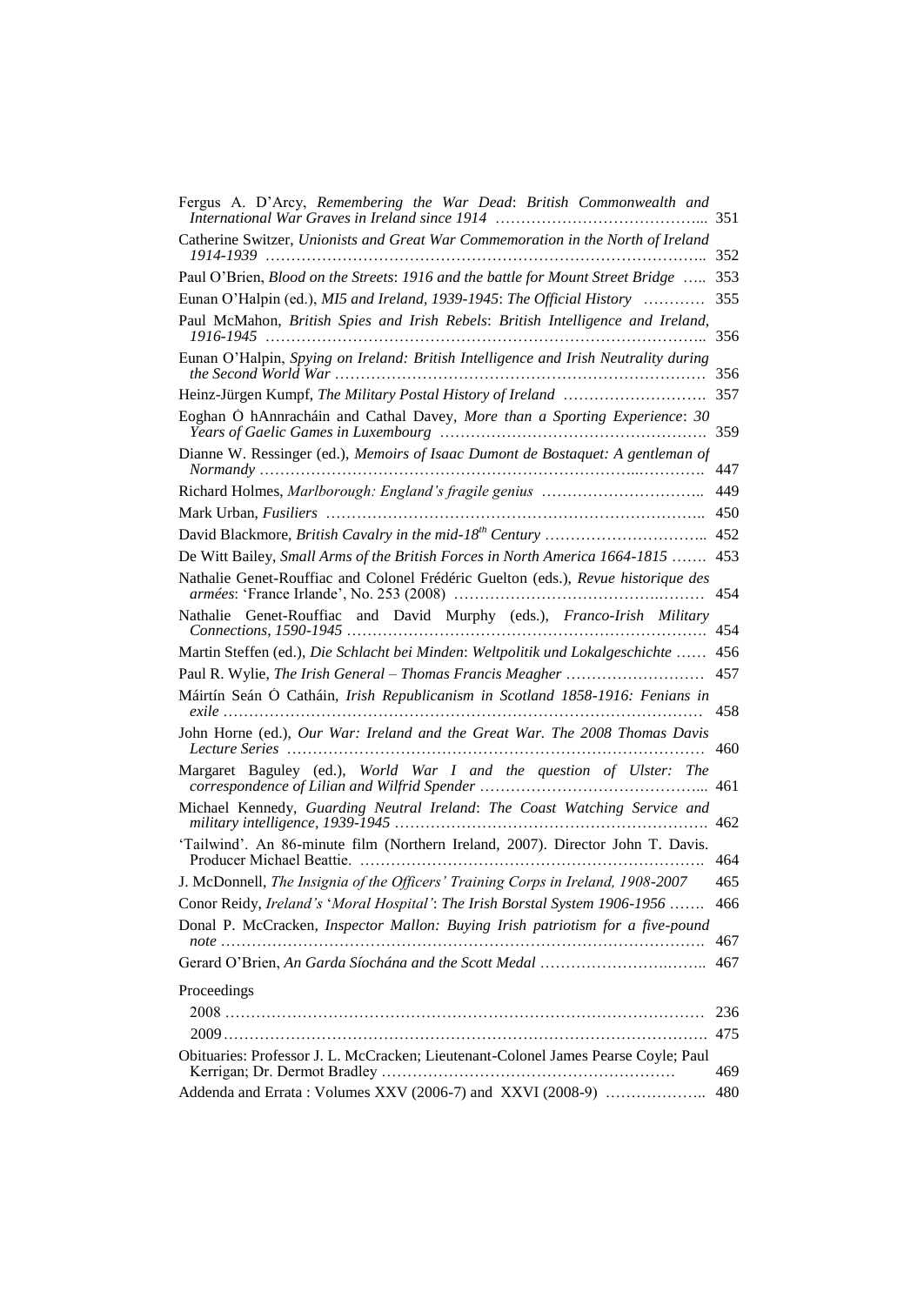Fergus A. D'Arcy, *Remembering the War Dead*: *British Commonwealth and International War Graves in Ireland since 1914* ………………………………….. 351

Catherine Switzer, *Unionists and Great War Commemoration in the North of Ireland 1914-1939* ……………………………………………………………………….. 352

Paul O'Brien, *Blood on the Streets*: *1916 and the battle for Mount Street Bridge* ….. 353

Eunan O'Halpin (ed.), *MI5 and Ireland, 1939-1945*: *The Official History* ………… 355

Paul McMahon, *British Spies and Irish Rebels*: *British Intelligence and Ireland, 1916-1945* ……………………………………………………………………….. 356

Eunan O'Halpin, *Spying on Ireland: British Intelligence and Irish Neutrality during the Second World War* ……………………………………………………………… 356

Heinz-Jürgen Kumpf, *The Military Postal History of Ireland* ………………………. 357

Eoghan Ó hAnnracháin and Cathal Davey, *More than a Sporting Experience*: *30 Years of Gaelic Games in Luxembourg* ……………………………………………. 359

Dianne W. Ressinger (ed.), *Memoirs of Isaac Dumont de Bostaquet: A gentleman of Normandy* ……………………………………………………………………….. 447

Richard Holmes, *Marlborough: England's fragile genius* ………………………….. 449

Mark Urban, *Fusiliers* ……………………………………………………………….. 450

David Blackmore, *British Cavalry in the mid-18th Century* ………………………….. 452

De Witt Bailey, *Small Arms of the British Forces in North America 1664-1815* ……. 453

Nathalie Genet-Rouffiac and Colonel Frédéric Guelton (eds.), *Revue historique des armées*: 'France Irlande', No. 253 (2008) ……………………………………… 454

Nathalie Genet-Rouffiac and David Murphy (eds.), *Franco-Irish Military Connections, 1590-1945* ……………………………………………………………. 454

Martin Steffen (ed.), *Die Schlacht bei Minden*: *Weltpolitik und Lokalgeschichte* …… 456

Paul R. Wylie, *The Irish General – Thomas Francis Meagher* ……………………… 457

Máirtín Seán Ó Catháin, *Irish Republicanism in Scotland 1858-1916: Fenians in exile* ……………………………………………………………………………… 458

John Horne (ed.), *Our War: Ireland and the Great War. The 2008 Thomas Davis Lecture Series* ……………………………………………………………………… 460

Margaret Baguley (ed.), *World War I and the question of Ulster: The correspondence of Lilian and Wilfrid Spender* ……………………………………... 461

Michael Kennedy, *Guarding Neutral Ireland*: *The Coast Watching Service and military intelligence, 1939-1945* …………………………………………………. 462

'Tailwind'. An 86-minute film (Northern Ireland, 2007). Director John T. Davis. Producer Michael Beattie. ………………………………………………………… 464

J. McDonnell, *The Insignia of the Officers' Training Corps in Ireland, 1908-2007* 465

Conor Reidy, *Ireland's 'Moral Hospital'*: *The Irish Borstal System 1906-1956* ……. 466

Donal P. McCracken, *Inspector Mallon: Buying Irish patriotism for a five-pound note* ……………………………………………………………………………… 467

Gerard O'Brien, *An Garda Síochána and the Scott Medal* ………………………….. 467

Proceedings

2008 ……………………………………………………………………………… 236

2009 ……………………………………………………………………………… 475

Obituaries: Professor J. L. McCracken; Lieutenant-Colonel James Pearse Coyle; Paul Kerrigan; Dr. Dermot Bradley ……………………………………………… 469

Addenda and Errata : Volumes XXV (2006-7) and XXVI (2008-9) ……………….. 480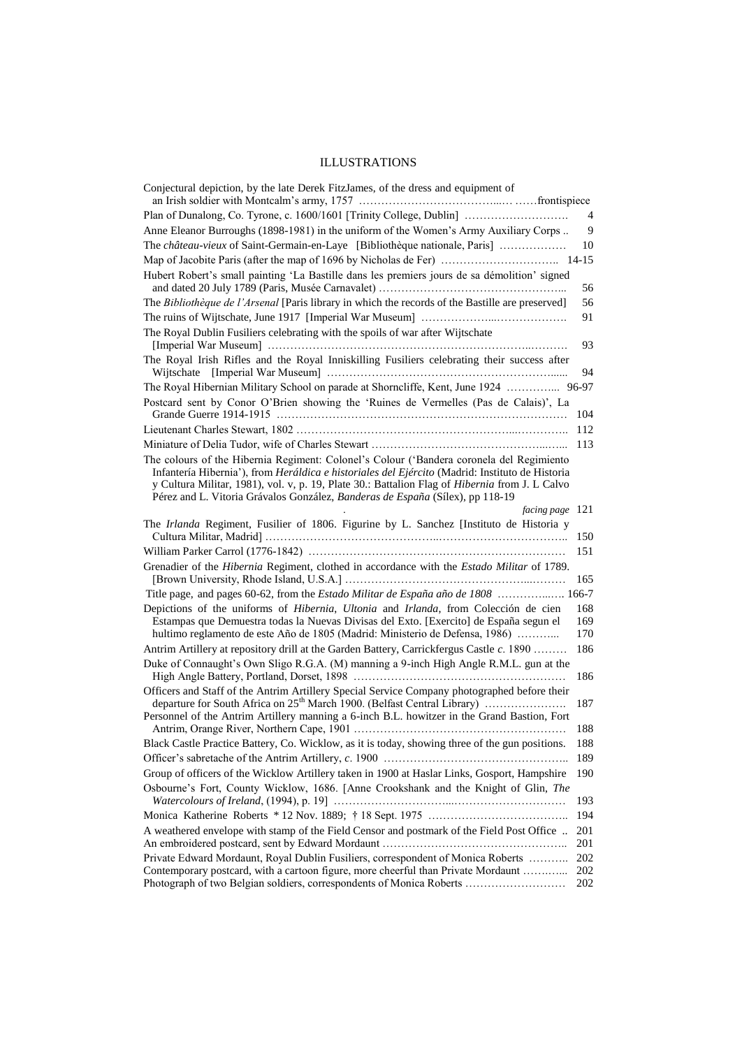# ILLUSTRATIONS

Conjectural depiction, by the late Derek FitzJames, of the dress and equipment of an Irish soldier with Montcalm's army, 1757 ……frontispiece

Plan of Dunalong, Co. Tyrone, c. 1600/1601 [Trinity College, Dublin] …… 4

Anne Eleanor Burroughs (1898-1981) in the uniform of the Women's Army Auxiliary Corps .. 9

The *château-vieux* of Saint-Germain-en-Laye [Bibliothèque nationale, Paris] …… 10

Map of Jacobite Paris (after the map of 1696 by Nicholas de Fer) …… 14-15

Hubert Robert's small painting 'La Bastille dans les premiers jours de sa démolition' signed and dated 20 July 1789 (Paris, Musée Carnavalet) …… 56

The *Bibliothèque de l'Arsenal* [Paris library in which the records of the Bastille are preserved] 56

The ruins of Wijtschate, June 1917 [Imperial War Museum] …… 91

The Royal Dublin Fusiliers celebrating with the spoils of war after Wijtschate [Imperial War Museum] …… 93

The Royal Irish Rifles and the Royal Inniskilling Fusiliers celebrating their success after Wijtschate [Imperial War Museum] …… 94

The Royal Hibernian Military School on parade at Shorncliffe, Kent, June 1924 …… 96-97

Postcard sent by Conor O'Brien showing the 'Ruines de Vermelles (Pas de Calais)', La Grande Guerre 1914-1915 …… 104

Lieutenant Charles Stewart, 1802 …… 112

Miniature of Delia Tudor, wife of Charles Stewart …… 113

The colours of the Hibernia Regiment: Colonel's Colour ('Bandera coronela del Regimiento Infantería Hibernia'), from *Heráldica e historiales del Ejército* (Madrid: Instituto de Historia y Cultura Militar, 1981), vol. v, p. 19, Plate 30.: Battalion Flag of *Hibernia* from J. L Calvo Pérez and L. Vitoria Grávalos González, *Banderas de España* (Sílex), pp 118-19 . *facing page* 121

The *Irlanda* Regiment, Fusilier of 1806. Figurine by L. Sanchez [Instituto de Historia y Cultura Militar, Madrid] …… 150

William Parker Carrol (1776-1842) …… 151

Grenadier of the *Hibernia* Regiment, clothed in accordance with the *Estado Militar* of 1789. [Brown University, Rhode Island, U.S.A.] …… 165

Title page, and pages 60-62, from the *Estado Militar de España año de 1808* …… 166-7

Depictions of the uniforms of *Hibernia*, *Ultonia* and *Irlanda*, from Colección de cien Estampas que Demuestra todas la Nuevas Divisas del Exto. [Exercito] de España segun el hultimo reglamento de este Año de 1805 (Madrid: Ministerio de Defensa, 1986) …… 168 169 170

Antrim Artillery at repository drill at the Garden Battery, Carrickfergus Castle *c.* 1890 …… 186

Duke of Connaught's Own Sligo R.G.A. (M) manning a 9-inch High Angle R.M.L. gun at the High Angle Battery, Portland, Dorset, 1898 …… 186

Officers and Staff of the Antrim Artillery Special Service Company photographed before their departure for South Africa on 25th March 1900. (Belfast Central Library) …… 187

Personnel of the Antrim Artillery manning a 6-inch B.L. howitzer in the Grand Bastion, Fort Antrim, Orange River, Northern Cape, 1901 …… 188

Black Castle Practice Battery, Co. Wicklow, as it is today, showing three of the gun positions. 188

Officer's sabretache of the Antrim Artillery, *c.* 1900 …… 189

Group of officers of the Wicklow Artillery taken in 1900 at Haslar Links, Gosport, Hampshire 190

Osbourne's Fort, County Wicklow, 1686. [Anne Crookshank and the Knight of Glin, *The Watercolours of Ireland*, (1994), p. 19] …… 193

Monica Katherine Roberts * 12 Nov. 1889; † 18 Sept. 1975 …… 194

A weathered envelope with stamp of the Field Censor and postmark of the Field Post Office .. 201

An embroidered postcard, sent by Edward Mordaunt …… 201

Private Edward Mordaunt, Royal Dublin Fusiliers, correspondent of Monica Roberts …… 202

Contemporary postcard, with a cartoon figure, more cheerful than Private Mordaunt …… 202

Photograph of two Belgian soldiers, correspondents of Monica Roberts …… 202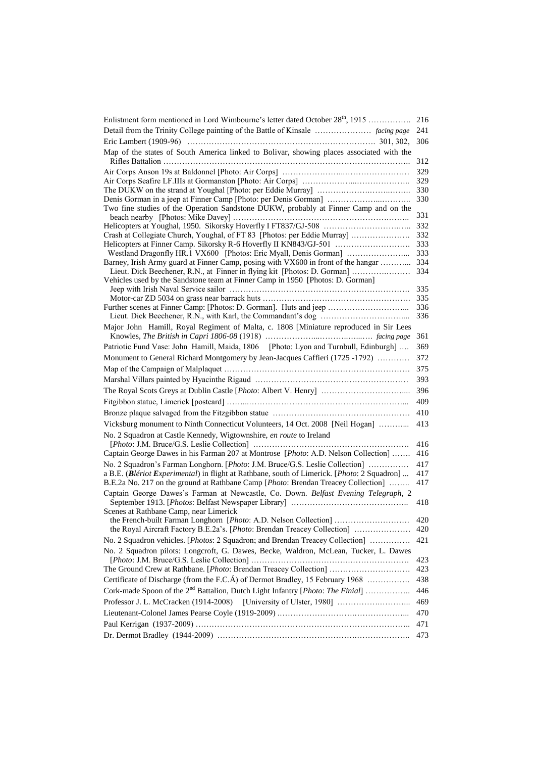Enlistment form mentioned in Lord Wimbourne's letter dated October 28th, 1915 ……………. 216

Detail from the Trinity College painting of the Battle of Kinsale ………………… *facing page* 241

Eric Lambert (1909-96) ………………………………………………………………. 301, 302, 306

Map of the states of South America linked to Bolivar, showing places associated with the Rifles Battalion ……………………………………………………………………………….. 312

Air Corps Anson 19s at Baldonnel [Photo: Air Corps] ……………………...…………………… 329

Air Corps Seafire LF.IIIs at Gormanston [Photo: Air Corps] …………………...……………….. 329

The DUKW on the strand at Youghal [Photo: per Eddie Murray] ………….……….…….…….. 330

Denis Gorman in a jeep at Finner Camp [Photo: per Denis Gorman] ………………...……….. 330

Two fine studies of the Operation Sandstone DUKW, probably at Finner Camp and on the beach nearby [Photos: Mike Davey] ……………………………………………………….…….. 331

Helicopters at Youghal, 1950. Sikorsky Hoverfly I FT837/GJ-508 …………………………..…. 332

Crash at Collegiate Church, Youghal, of FT 83 [Photos: per Eddie Murray] …………………. 332

Helicopters at Finner Camp. Sikorsky R-6 Hoverfly II KN843/GJ-501 ……………………… 333

Westland Dragonfly HR.1 VX600 [Photos: Eric Myall, Denis Gorman] …………………….. 333

Barney, Irish Army guard at Finner Camp, posing with VX600 in front of the hangar ………... 334

Lieut. Dick Beechener, R.N., at Finner in flying kit [Photos: D. Gorman] …………….……… 334

Vehicles used by the Sandstone team at Finner Camp in 1950 [Photos: D. Gorman]

Jeep with Irish Naval Service sailor ……………………………………………………………. 335

Motor-car ZD 5034 on grass near barrack huts ………………………………………………. 335

Further scenes at Finner Camp: [Photos: D. Gorman]. Huts and jeep …………….…………….. 336

Lieut. Dick Beechener, R.N., with Karl, the Commandant's dog …………………………….... 336

Major John Hamill, Royal Regiment of Malta, c. 1808 [Miniature reproduced in Sir Lees Knowles, *The British in Capri 1806-08* (1918) ………………...……….…...…. *facing page* 361

Patriotic Fund Vase: John Hamill, Maida, 1806 [Photo: Lyon and Turnbull, Edinburgh] …. 369

Monument to General Richard Montgomery by Jean-Jacques Caffieri (1725 -1792) ………… 372

Map of the Campaign of Malplaquet …………………………………………………………… 375

Marshal Villars painted by Hyacinthe Rigaud ………………………………………………… 393

The Royal Scots Greys at Dublin Castle [*Photo*: Albert V. Henry] ………………………….... 396

Fitgibbon statue, Limerick [postcard] ……...……………………………………………….... 409

Bronze plaque salvaged from the Fitzgibbon statue …………………………………………… 410

Vicksburg monument to Ninth Connecticut Volunteers, 14 Oct. 2008 [Neil Hogan] ………... 413

No. 2 Squadron at Castle Kennedy, Wigtownshire, *en route* to Ireland [*Photo*: J.M. Bruce/G.S. Leslie Collection] ………………………………………………… 416

Captain George Dawes in his Farman 207 at Montrose [*Photo*: A.D. Nelson Collection] ……. 416

No. 2 Squadron's Farman Longhorn. [*Photo*: J.M. Bruce/G.S. Leslie Collection] …………… 417

a B.E. (***B****lériot* ***E****xperimental*) in flight at Rathbane, south of Limerick. [*Photo*: 2 Squadron] ... 417

B.E.2a No. 217 on the ground at Rathbane Camp [*Photo*: Brendan Treacey Collection] …….. 417

Captain George Dawes's Farman at Newcastle, Co. Down. *Belfast Evening Telegraph*, 2 September 1913. [*Photos*: Belfast Newspaper Library] …………………………………….. 418

Scenes at Rathbane Camp, near Limerick

the French-built Farman Longhorn [*Photo*: A.D. Nelson Collection] ………………………. 420

the Royal Aircraft Factory B.E.2a's. [*Photo*: Brendan Treacey Collection] ………………… 420

No. 2 Squadron vehicles. [*Photos*: 2 Squadron; and Brendan Treacey Collection] …………… 421

No. 2 Squadron pilots: Longcroft, G. Dawes, Becke, Waldron, McLean, Tucker, L. Dawes [*Photo*: J.M. Bruce/G.S. Leslie Collection] ……………………………….………………… 423

The Ground Crew at Rathbane. [*Photo*: Brendan Treacey Collection] ………………………… 423

Certificate of Discharge (from the F.C.Á) of Dermot Bradley, 15 February 1968 ……………. 438

Cork-made Spoon of the 2nd Battalion, Dutch Light Infantry [*Photo*: *The Finial*] …………….. 446

Professor J. L. McCracken (1914-2008) [University of Ulster, 1980] ………….………….. 469

Lieutenant-Colonel James Pearse Coyle (1919-2009) …………………….…….……………... 470

Paul Kerrigan (1937-2009) ……………………………………………………………………….. 471

Dr. Dermot Bradley (1944-2009) ……………………………………….……………….. 473